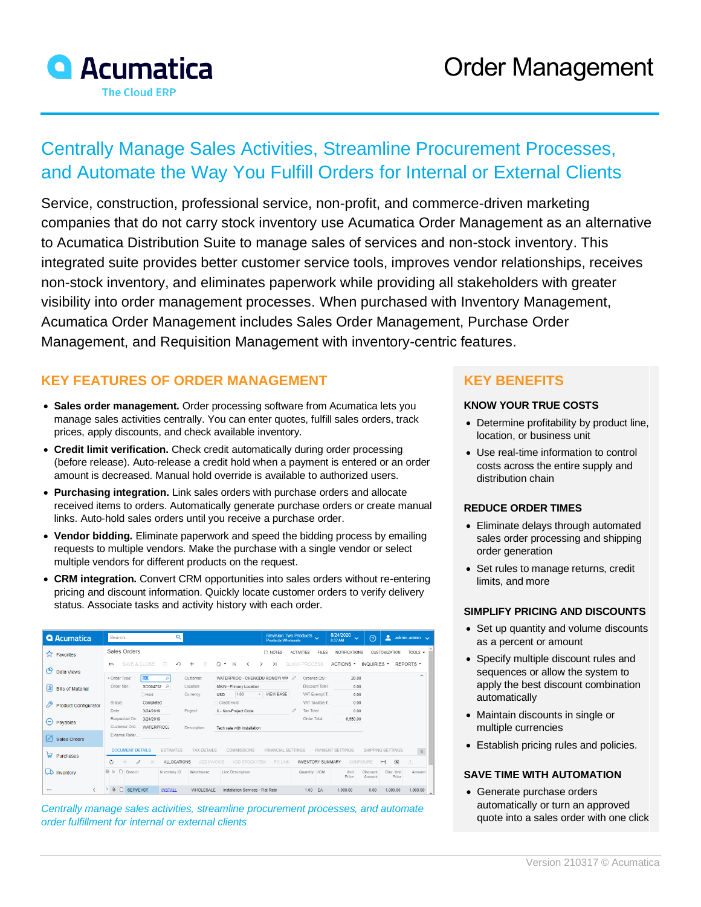# Order Management

## Centrally Manage Sales Activities, Streamline Procurement Processes, and Automate the Way You Fulfill Orders for Internal or External Clients

Service, construction, professional service, non-profit, and commerce-driven marketing companies that do not carry stock inventory use Acumatica Order Management as an alternative to Acumatica Distribution Suite to manage sales of services and non-stock inventory. This integrated suite provides better customer service tools, improves vendor relationships, receives non-stock inventory, and eliminates paperwork while providing all stakeholders with greater visibility into order management processes. When purchased with Inventory Management, Acumatica Order Management includes Sales Order Management, Purchase Order Management, and Requisition Management with inventory-centric features.

## KEY FEATURES OF ORDER MANAGEMENT

- **Sales order management.** Order processing software from Acumatica lets you manage sales activities centrally. You can enter quotes, fulfill sales orders, track prices, apply discounts, and check available inventory.
- **Credit limit verification.** Check credit automatically during order processing (before release). Auto-release a credit hold when a payment is entered or an order amount is decreased. Manual hold override is available to authorized users.
- **Purchasing integration.** Link sales orders with purchase orders and allocate received items to orders. Automatically generate purchase orders or create manual links. Auto-hold sales orders until you receive a purchase order.
- **Vendor bidding.** Eliminate paperwork and speed the bidding process by emailing requests to multiple vendors. Make the purchase with a single vendor or select multiple vendors for different products on the request.
- **CRM integration.** Convert CRM opportunities into sales orders without re-entering pricing and discount information. Quickly locate customer orders to verify delivery status. Associate tasks and activity history with each order.

*Centrally manage sales activities, streamline procurement processes, and automate order fulfillment for internal or external clients*

## KEY BENEFITS

### KNOW YOUR TRUE COSTS

- Determine profitability by product line, location, or business unit
- Use real-time information to control costs across the entire supply and distribution chain

### REDUCE ORDER TIMES

- Eliminate delays through automated sales order processing and shipping order generation
- Set rules to manage returns, credit limits, and more

### SIMPLIFY PRICING AND DISCOUNTS

- Set up quantity and volume discounts as a percent or amount
- Specify multiple discount rules and sequences or allow the system to apply the best discount combination automatically
- Maintain discounts in single or multiple currencies
- Establish pricing rules and policies.

### SAVE TIME WITH AUTOMATION

- Generate purchase orders automatically or turn an approved quote into a sales order with one click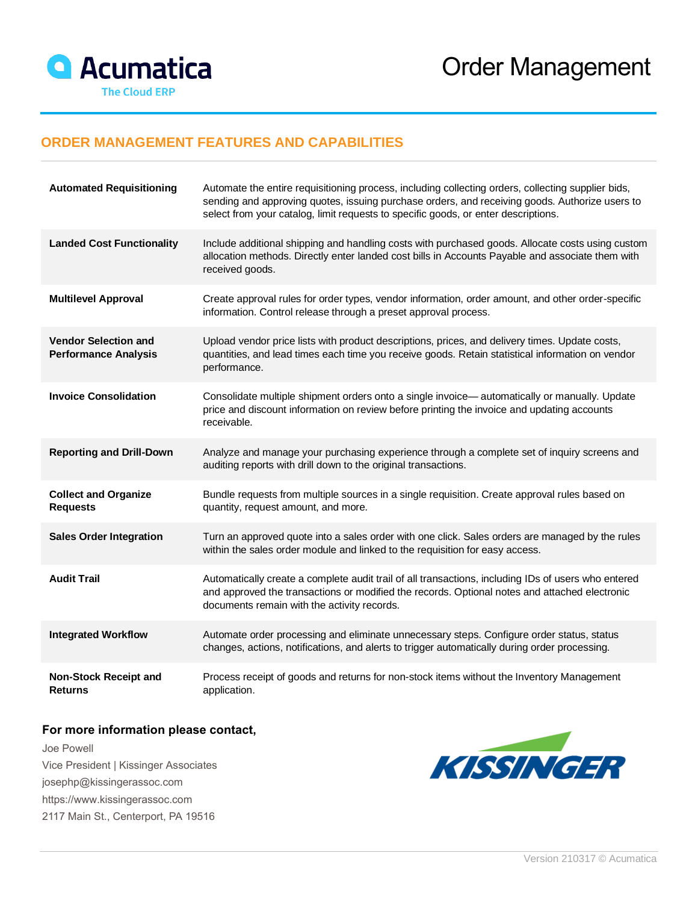# Order Management

## ORDER MANAGEMENT FEATURES AND CAPABILITIES

| | |
|---|---|
| **Automated Requisitioning** | Automate the entire requisitioning process, including collecting orders, collecting supplier bids, sending and approving quotes, issuing purchase orders, and receiving goods. Authorize users to select from your catalog, limit requests to specific goods, or enter descriptions. |
| **Landed Cost Functionality** | Include additional shipping and handling costs with purchased goods. Allocate costs using custom allocation methods. Directly enter landed cost bills in Accounts Payable and associate them with received goods. |
| **Multilevel Approval** | Create approval rules for order types, vendor information, order amount, and other order-specific information. Control release through a preset approval process. |
| **Vendor Selection and Performance Analysis** | Upload vendor price lists with product descriptions, prices, and delivery times. Update costs, quantities, and lead times each time you receive goods. Retain statistical information on vendor performance. |
| **Invoice Consolidation** | Consolidate multiple shipment orders onto a single invoice— automatically or manually. Update price and discount information on review before printing the invoice and updating accounts receivable. |
| **Reporting and Drill-Down** | Analyze and manage your purchasing experience through a complete set of inquiry screens and auditing reports with drill down to the original transactions. |
| **Collect and Organize Requests** | Bundle requests from multiple sources in a single requisition. Create approval rules based on quantity, request amount, and more. |
| **Sales Order Integration** | Turn an approved quote into a sales order with one click. Sales orders are managed by the rules within the sales order module and linked to the requisition for easy access. |
| **Audit Trail** | Automatically create a complete audit trail of all transactions, including IDs of users who entered and approved the transactions or modified the records. Optional notes and attached electronic documents remain with the activity records. |
| **Integrated Workflow** | Automate order processing and eliminate unnecessary steps. Configure order status, status changes, actions, notifications, and alerts to trigger automatically during order processing. |
| **Non-Stock Receipt and Returns** | Process receipt of goods and returns for non-stock items without the Inventory Management application. |

**For more information please contact,**

Joe Powell
Vice President | Kissinger Associates
josephp@kissingerassoc.com
https://www.kissingerassoc.com
2117 Main St., Centerport, PA 19516

Version 210317 © Acumatica